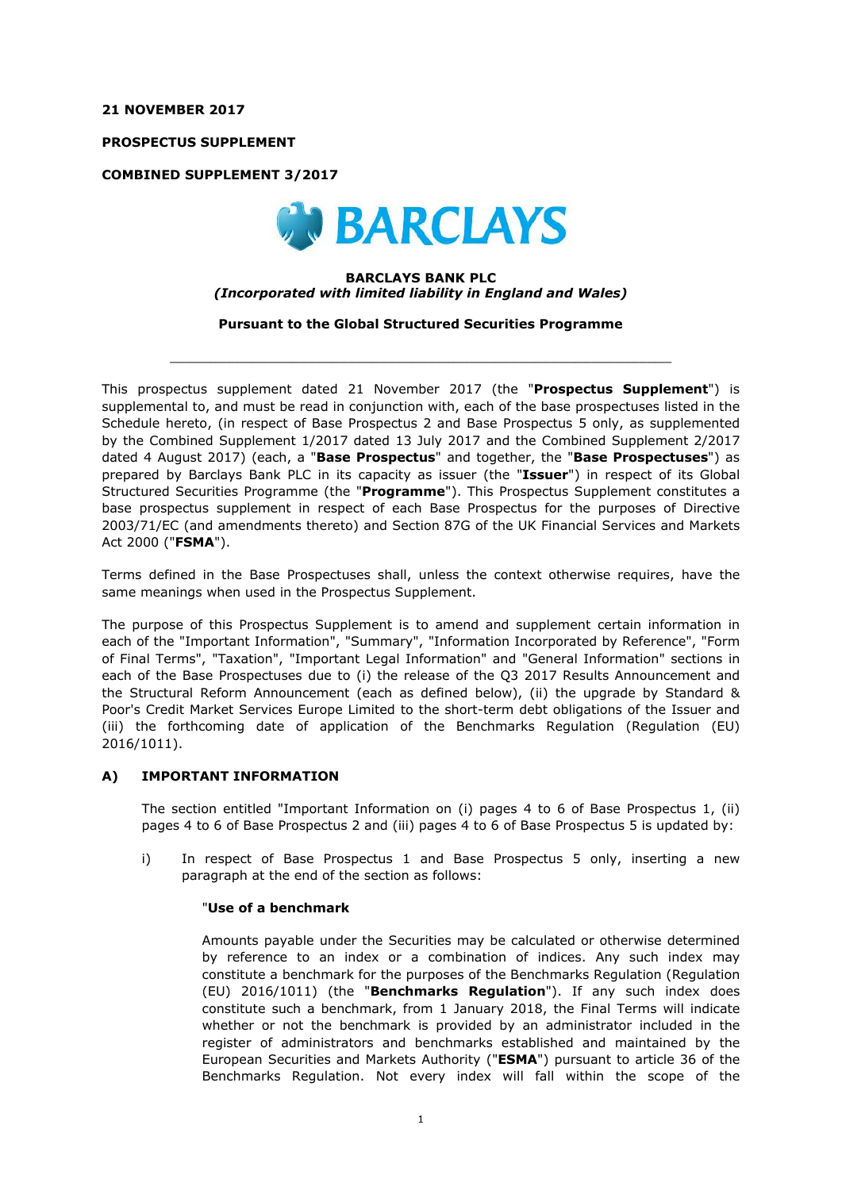**21 NOVEMBER 2017**

**PROSPECTUS SUPPLEMENT**

**COMBINED SUPPLEMENT 3/2017**

BARCLAYS

**BARCLAYS BANK PLC**
***(Incorporated with limited liability in England and Wales)***

**Pursuant to the Global Structured Securities Programme**

---

This prospectus supplement dated 21 November 2017 (the "**Prospectus Supplement**") is supplemental to, and must be read in conjunction with, each of the base prospectuses listed in the Schedule hereto, (in respect of Base Prospectus 2 and Base Prospectus 5 only, as supplemented by the Combined Supplement 1/2017 dated 13 July 2017 and the Combined Supplement 2/2017 dated 4 August 2017) (each, a "**Base Prospectus**" and together, the "**Base Prospectuses**") as prepared by Barclays Bank PLC in its capacity as issuer (the "**Issuer**") in respect of its Global Structured Securities Programme (the "**Programme**"). This Prospectus Supplement constitutes a base prospectus supplement in respect of each Base Prospectus for the purposes of Directive 2003/71/EC (and amendments thereto) and Section 87G of the UK Financial Services and Markets Act 2000 ("**FSMA**").

Terms defined in the Base Prospectuses shall, unless the context otherwise requires, have the same meanings when used in the Prospectus Supplement.

The purpose of this Prospectus Supplement is to amend and supplement certain information in each of the "Important Information", "Summary", "Information Incorporated by Reference", "Form of Final Terms", "Taxation", "Important Legal Information" and "General Information" sections in each of the Base Prospectuses due to (i) the release of the Q3 2017 Results Announcement and the Structural Reform Announcement (each as defined below), (ii) the upgrade by Standard & Poor's Credit Market Services Europe Limited to the short-term debt obligations of the Issuer and (iii) the forthcoming date of application of the Benchmarks Regulation (Regulation (EU) 2016/1011).

## A) IMPORTANT INFORMATION

The section entitled "Important Information on (i) pages 4 to 6 of Base Prospectus 1, (ii) pages 4 to 6 of Base Prospectus 2 and (iii) pages 4 to 6 of Base Prospectus 5 is updated by:

i) In respect of Base Prospectus 1 and Base Prospectus 5 only, inserting a new paragraph at the end of the section as follows:

"**Use of a benchmark**

Amounts payable under the Securities may be calculated or otherwise determined by reference to an index or a combination of indices. Any such index may constitute a benchmark for the purposes of the Benchmarks Regulation (Regulation (EU) 2016/1011) (the "**Benchmarks Regulation**"). If any such index does constitute such a benchmark, from 1 January 2018, the Final Terms will indicate whether or not the benchmark is provided by an administrator included in the register of administrators and benchmarks established and maintained by the European Securities and Markets Authority ("**ESMA**") pursuant to article 36 of the Benchmarks Regulation. Not every index will fall within the scope of the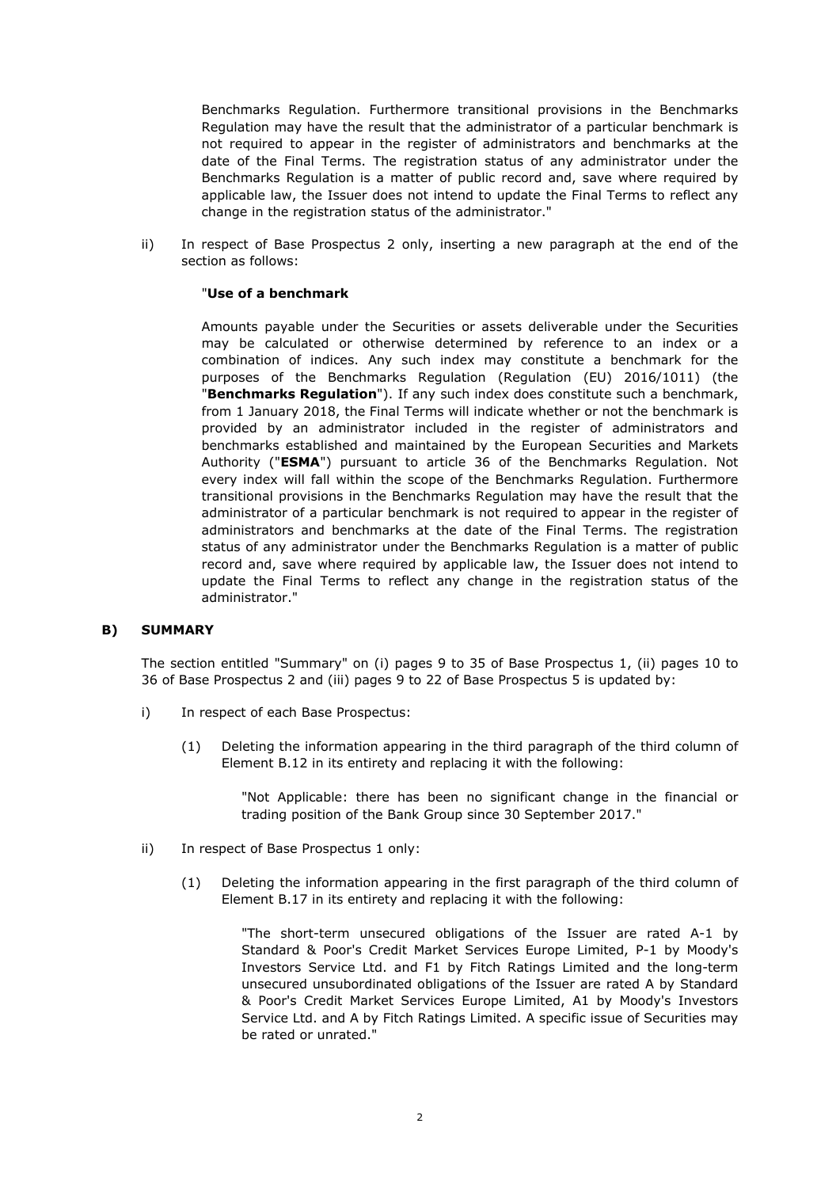Benchmarks Regulation. Furthermore transitional provisions in the Benchmarks Regulation may have the result that the administrator of a particular benchmark is not required to appear in the register of administrators and benchmarks at the date of the Final Terms. The registration status of any administrator under the Benchmarks Regulation is a matter of public record and, save where required by applicable law, the Issuer does not intend to update the Final Terms to reflect any change in the registration status of the administrator."

ii) In respect of Base Prospectus 2 only, inserting a new paragraph at the end of the section as follows:

"**Use of a benchmark**

Amounts payable under the Securities or assets deliverable under the Securities may be calculated or otherwise determined by reference to an index or a combination of indices. Any such index may constitute a benchmark for the purposes of the Benchmarks Regulation (Regulation (EU) 2016/1011) (the "**Benchmarks Regulation**"). If any such index does constitute such a benchmark, from 1 January 2018, the Final Terms will indicate whether or not the benchmark is provided by an administrator included in the register of administrators and benchmarks established and maintained by the European Securities and Markets Authority ("**ESMA**") pursuant to article 36 of the Benchmarks Regulation. Not every index will fall within the scope of the Benchmarks Regulation. Furthermore transitional provisions in the Benchmarks Regulation may have the result that the administrator of a particular benchmark is not required to appear in the register of administrators and benchmarks at the date of the Final Terms. The registration status of any administrator under the Benchmarks Regulation is a matter of public record and, save where required by applicable law, the Issuer does not intend to update the Final Terms to reflect any change in the registration status of the administrator."

## B) SUMMARY

The section entitled "Summary" on (i) pages 9 to 35 of Base Prospectus 1, (ii) pages 10 to 36 of Base Prospectus 2 and (iii) pages 9 to 22 of Base Prospectus 5 is updated by:

i) In respect of each Base Prospectus:

(1) Deleting the information appearing in the third paragraph of the third column of Element B.12 in its entirety and replacing it with the following:

"Not Applicable: there has been no significant change in the financial or trading position of the Bank Group since 30 September 2017."

ii) In respect of Base Prospectus 1 only:

(1) Deleting the information appearing in the first paragraph of the third column of Element B.17 in its entirety and replacing it with the following:

"The short-term unsecured obligations of the Issuer are rated A-1 by Standard & Poor's Credit Market Services Europe Limited, P-1 by Moody's Investors Service Ltd. and F1 by Fitch Ratings Limited and the long-term unsecured unsubordinated obligations of the Issuer are rated A by Standard & Poor's Credit Market Services Europe Limited, A1 by Moody's Investors Service Ltd. and A by Fitch Ratings Limited. A specific issue of Securities may be rated or unrated."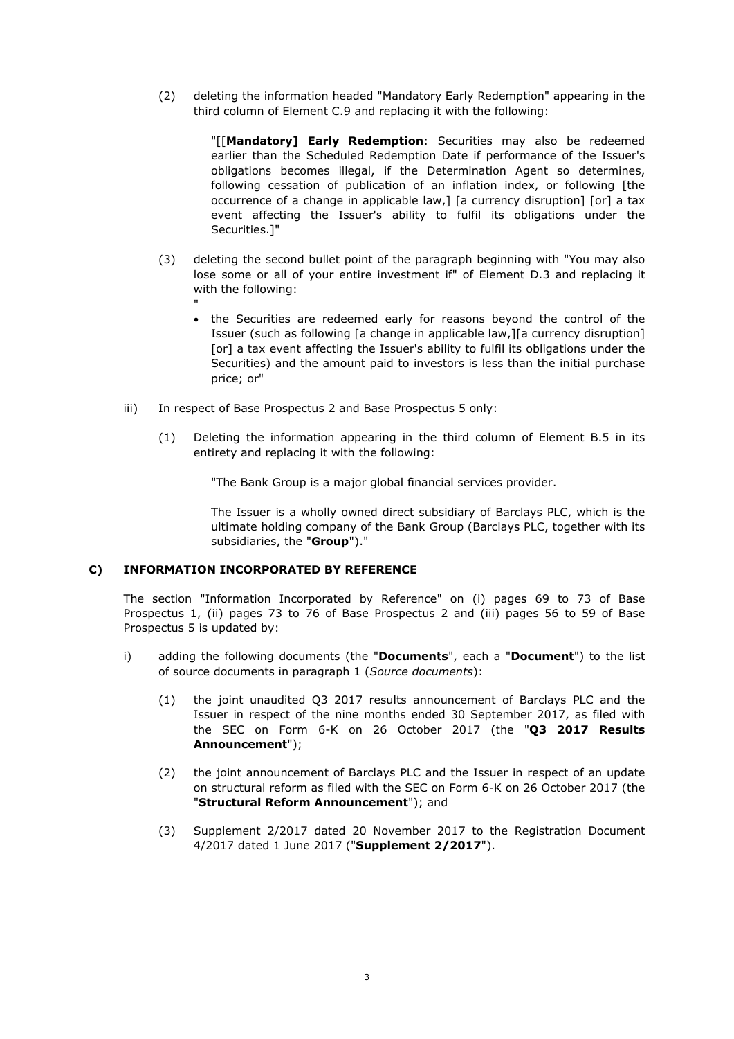(2) deleting the information headed "Mandatory Early Redemption" appearing in the third column of Element C.9 and replacing it with the following:

> "[[**Mandatory] Early Redemption**: Securities may also be redeemed earlier than the Scheduled Redemption Date if performance of the Issuer's obligations becomes illegal, if the Determination Agent so determines, following cessation of publication of an inflation index, or following [the occurrence of a change in applicable law,] [a currency disruption] [or] a tax event affecting the Issuer's ability to fulfil its obligations under the Securities.]"

(3) deleting the second bullet point of the paragraph beginning with "You may also lose some or all of your entire investment if" of Element D.3 and replacing it with the following:

"

- the Securities are redeemed early for reasons beyond the control of the Issuer (such as following [a change in applicable law,][a currency disruption] [or] a tax event affecting the Issuer's ability to fulfil its obligations under the Securities) and the amount paid to investors is less than the initial purchase price; or"

iii) In respect of Base Prospectus 2 and Base Prospectus 5 only:

(1) Deleting the information appearing in the third column of Element B.5 in its entirety and replacing it with the following:

> "The Bank Group is a major global financial services provider.
>
> The Issuer is a wholly owned direct subsidiary of Barclays PLC, which is the ultimate holding company of the Bank Group (Barclays PLC, together with its subsidiaries, the "**Group**")."

### C) INFORMATION INCORPORATED BY REFERENCE

The section "Information Incorporated by Reference" on (i) pages 69 to 73 of Base Prospectus 1, (ii) pages 73 to 76 of Base Prospectus 2 and (iii) pages 56 to 59 of Base Prospectus 5 is updated by:

i) adding the following documents (the "**Documents**", each a "**Document**") to the list of source documents in paragraph 1 (*Source documents*):

(1) the joint unaudited Q3 2017 results announcement of Barclays PLC and the Issuer in respect of the nine months ended 30 September 2017, as filed with the SEC on Form 6-K on 26 October 2017 (the "**Q3 2017 Results Announcement**");

(2) the joint announcement of Barclays PLC and the Issuer in respect of an update on structural reform as filed with the SEC on Form 6-K on 26 October 2017 (the "**Structural Reform Announcement**"); and

(3) Supplement 2/2017 dated 20 November 2017 to the Registration Document 4/2017 dated 1 June 2017 ("**Supplement 2/2017**").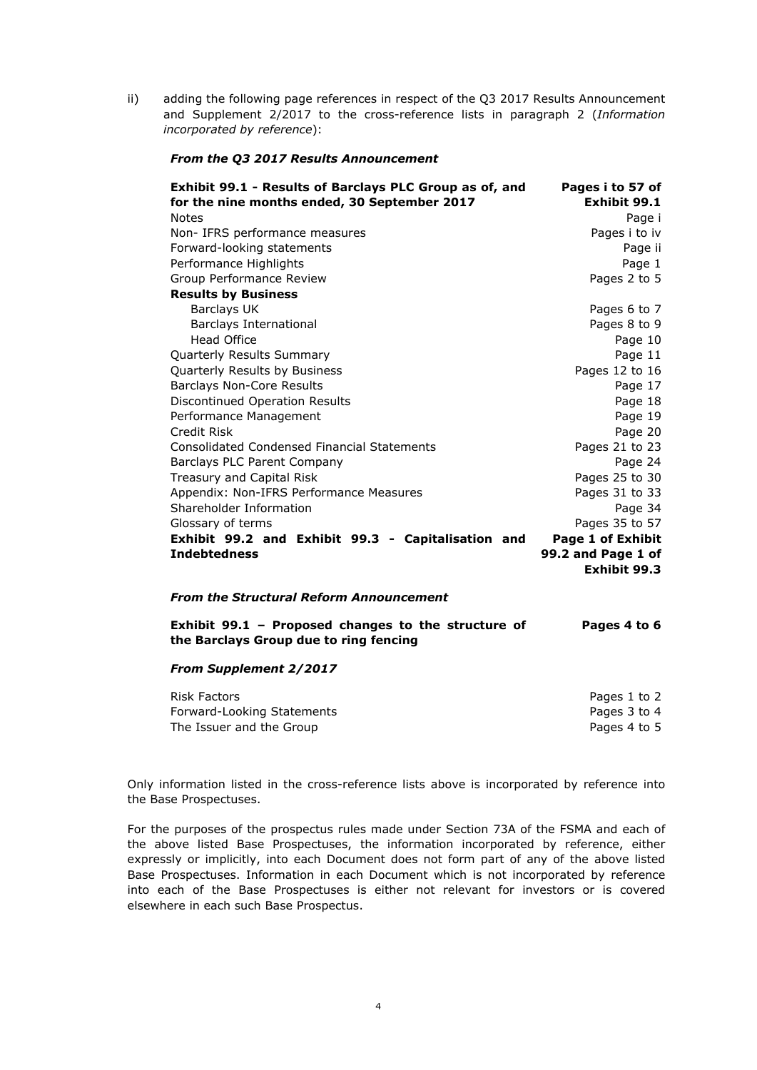ii) adding the following page references in respect of the Q3 2017 Results Announcement and Supplement 2/2017 to the cross-reference lists in paragraph 2 (*Information incorporated by reference*):

***From the Q3 2017 Results Announcement***

| | |
|---|---|
| **Exhibit 99.1 - Results of Barclays PLC Group as of, and for the nine months ended, 30 September 2017** | **Pages i to 57 of Exhibit 99.1** |
| Notes | Page i |
| Non- IFRS performance measures | Pages i to iv |
| Forward-looking statements | Page ii |
| Performance Highlights | Page 1 |
| Group Performance Review | Pages 2 to 5 |
| **Results by Business** | |
| Barclays UK | Pages 6 to 7 |
| Barclays International | Pages 8 to 9 |
| Head Office | Page 10 |
| Quarterly Results Summary | Page 11 |
| Quarterly Results by Business | Pages 12 to 16 |
| Barclays Non-Core Results | Page 17 |
| Discontinued Operation Results | Page 18 |
| Performance Management | Page 19 |
| Credit Risk | Page 20 |
| Consolidated Condensed Financial Statements | Pages 21 to 23 |
| Barclays PLC Parent Company | Page 24 |
| Treasury and Capital Risk | Pages 25 to 30 |
| Appendix: Non-IFRS Performance Measures | Pages 31 to 33 |
| Shareholder Information | Page 34 |
| Glossary of terms | Pages 35 to 57 |
| **Exhibit 99.2 and Exhibit 99.3 - Capitalisation and Indebtedness** | **Page 1 of Exhibit 99.2 and Page 1 of Exhibit 99.3** |

***From the Structural Reform Announcement***

| | |
|---|---|
| **Exhibit 99.1 – Proposed changes to the structure of the Barclays Group due to ring fencing** | **Pages 4 to 6** |

***From Supplement 2/2017***

| | |
|---|---|
| Risk Factors | Pages 1 to 2 |
| Forward-Looking Statements | Pages 3 to 4 |
| The Issuer and the Group | Pages 4 to 5 |

Only information listed in the cross-reference lists above is incorporated by reference into the Base Prospectuses.

For the purposes of the prospectus rules made under Section 73A of the FSMA and each of the above listed Base Prospectuses, the information incorporated by reference, either expressly or implicitly, into each Document does not form part of any of the above listed Base Prospectuses. Information in each Document which is not incorporated by reference into each of the Base Prospectuses is either not relevant for investors or is covered elsewhere in each such Base Prospectus.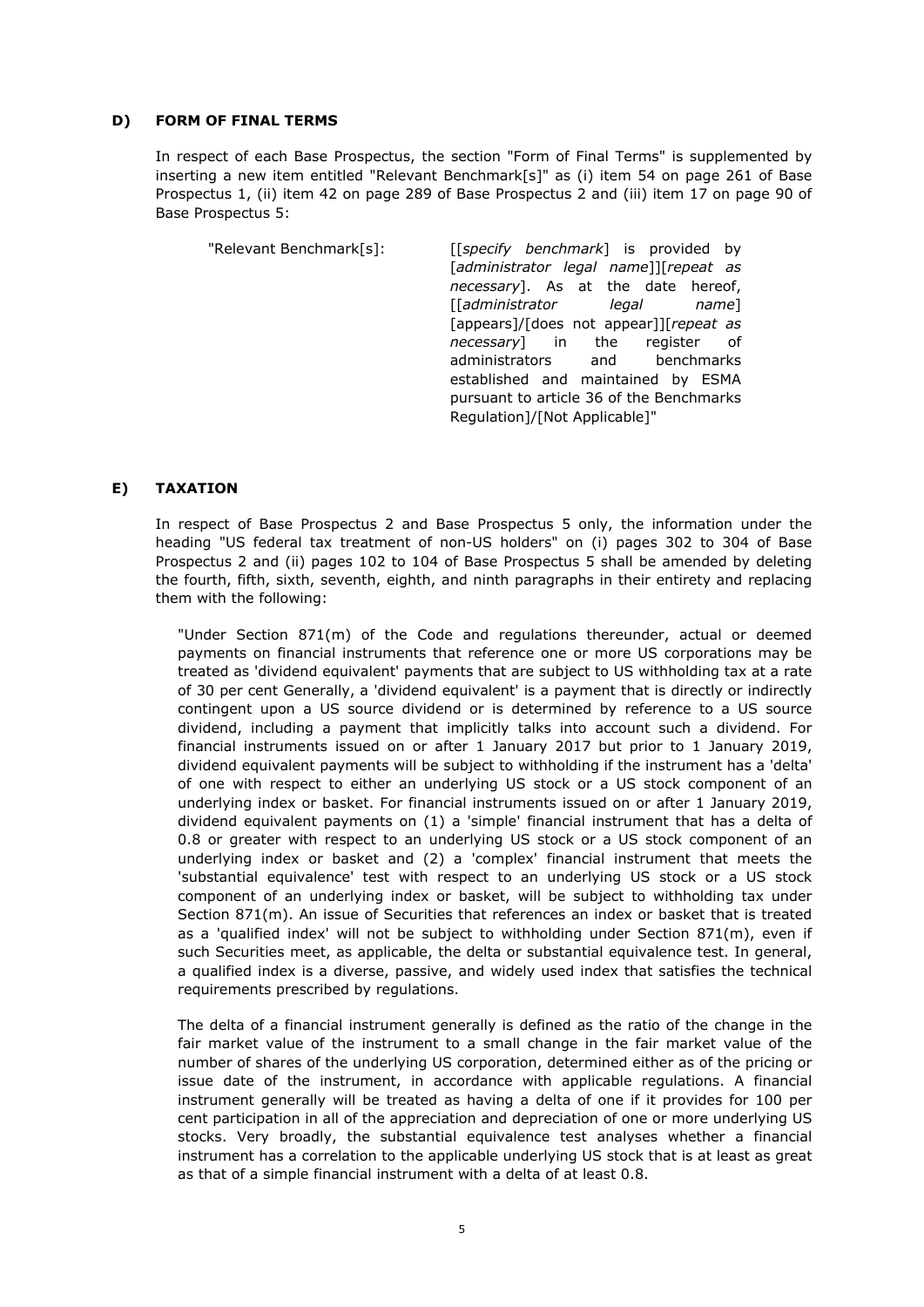## D) FORM OF FINAL TERMS

In respect of each Base Prospectus, the section "Form of Final Terms" is supplemented by inserting a new item entitled "Relevant Benchmark[s]" as (i) item 54 on page 261 of Base Prospectus 1, (ii) item 42 on page 289 of Base Prospectus 2 and (iii) item 17 on page 90 of Base Prospectus 5:

| | |
|---|---|
| "Relevant Benchmark[s]: | [[*specify benchmark*] is provided by [*administrator legal name*]][*repeat as necessary*]. As at the date hereof, [[*administrator legal name*] [appears]/[does not appear]][*repeat as necessary*] in the register of administrators and benchmarks established and maintained by ESMA pursuant to article 36 of the Benchmarks Regulation]/[Not Applicable]" |

## E) TAXATION

In respect of Base Prospectus 2 and Base Prospectus 5 only, the information under the heading "US federal tax treatment of non-US holders" on (i) pages 302 to 304 of Base Prospectus 2 and (ii) pages 102 to 104 of Base Prospectus 5 shall be amended by deleting the fourth, fifth, sixth, seventh, eighth, and ninth paragraphs in their entirety and replacing them with the following:

"Under Section 871(m) of the Code and regulations thereunder, actual or deemed payments on financial instruments that reference one or more US corporations may be treated as 'dividend equivalent' payments that are subject to US withholding tax at a rate of 30 per cent Generally, a 'dividend equivalent' is a payment that is directly or indirectly contingent upon a US source dividend or is determined by reference to a US source dividend, including a payment that implicitly talks into account such a dividend. For financial instruments issued on or after 1 January 2017 but prior to 1 January 2019, dividend equivalent payments will be subject to withholding if the instrument has a 'delta' of one with respect to either an underlying US stock or a US stock component of an underlying index or basket. For financial instruments issued on or after 1 January 2019, dividend equivalent payments on (1) a 'simple' financial instrument that has a delta of 0.8 or greater with respect to an underlying US stock or a US stock component of an underlying index or basket and (2) a 'complex' financial instrument that meets the 'substantial equivalence' test with respect to an underlying US stock or a US stock component of an underlying index or basket, will be subject to withholding tax under Section 871(m). An issue of Securities that references an index or basket that is treated as a 'qualified index' will not be subject to withholding under Section 871(m), even if such Securities meet, as applicable, the delta or substantial equivalence test. In general, a qualified index is a diverse, passive, and widely used index that satisfies the technical requirements prescribed by regulations.

The delta of a financial instrument generally is defined as the ratio of the change in the fair market value of the instrument to a small change in the fair market value of the number of shares of the underlying US corporation, determined either as of the pricing or issue date of the instrument, in accordance with applicable regulations. A financial instrument generally will be treated as having a delta of one if it provides for 100 per cent participation in all of the appreciation and depreciation of one or more underlying US stocks. Very broadly, the substantial equivalence test analyses whether a financial instrument has a correlation to the applicable underlying US stock that is at least as great as that of a simple financial instrument with a delta of at least 0.8.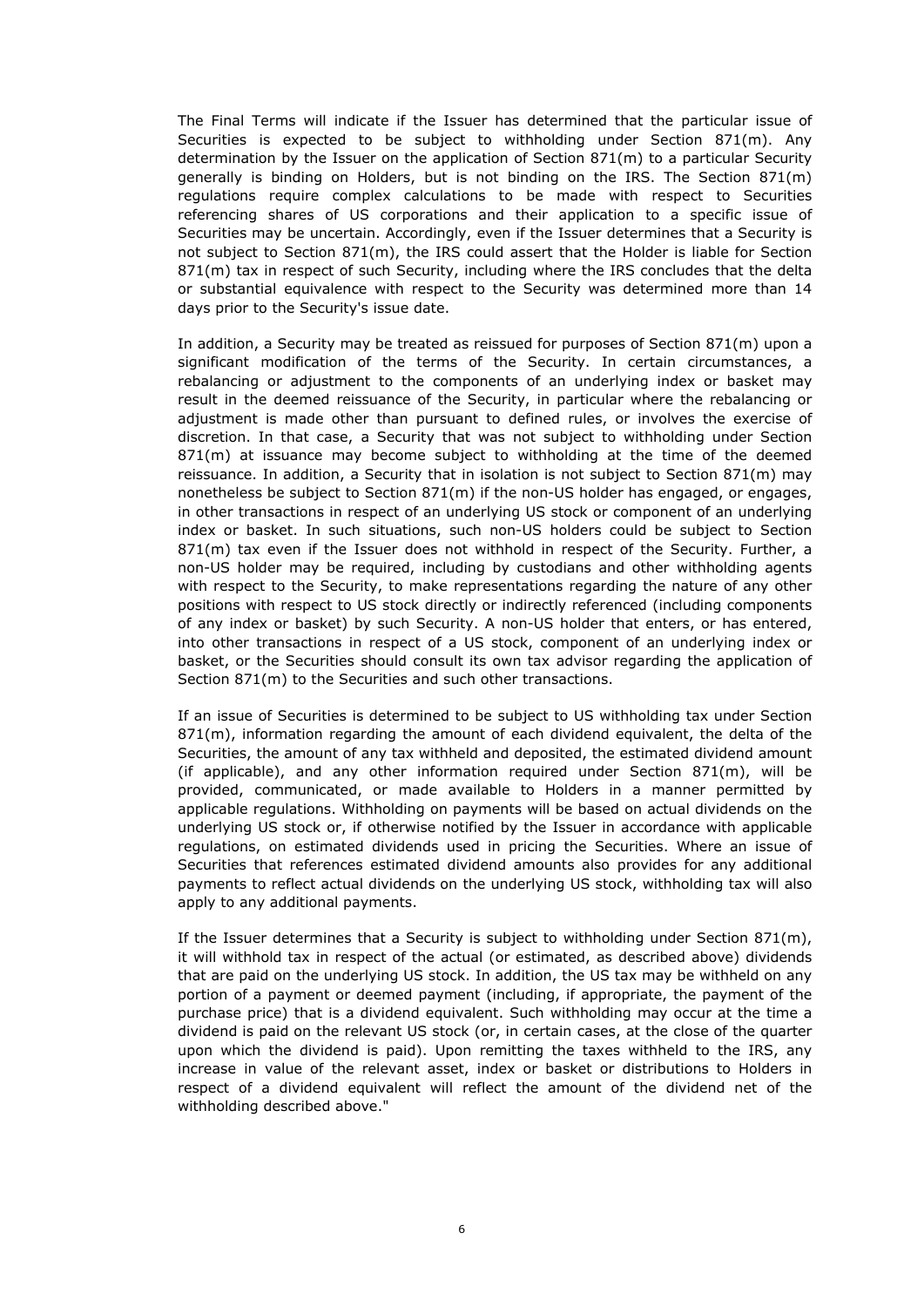The Final Terms will indicate if the Issuer has determined that the particular issue of Securities is expected to be subject to withholding under Section 871(m). Any determination by the Issuer on the application of Section 871(m) to a particular Security generally is binding on Holders, but is not binding on the IRS. The Section 871(m) regulations require complex calculations to be made with respect to Securities referencing shares of US corporations and their application to a specific issue of Securities may be uncertain. Accordingly, even if the Issuer determines that a Security is not subject to Section 871(m), the IRS could assert that the Holder is liable for Section 871(m) tax in respect of such Security, including where the IRS concludes that the delta or substantial equivalence with respect to the Security was determined more than 14 days prior to the Security's issue date.

In addition, a Security may be treated as reissued for purposes of Section 871(m) upon a significant modification of the terms of the Security. In certain circumstances, a rebalancing or adjustment to the components of an underlying index or basket may result in the deemed reissuance of the Security, in particular where the rebalancing or adjustment is made other than pursuant to defined rules, or involves the exercise of discretion. In that case, a Security that was not subject to withholding under Section 871(m) at issuance may become subject to withholding at the time of the deemed reissuance. In addition, a Security that in isolation is not subject to Section 871(m) may nonetheless be subject to Section 871(m) if the non-US holder has engaged, or engages, in other transactions in respect of an underlying US stock or component of an underlying index or basket. In such situations, such non-US holders could be subject to Section 871(m) tax even if the Issuer does not withhold in respect of the Security. Further, a non-US holder may be required, including by custodians and other withholding agents with respect to the Security, to make representations regarding the nature of any other positions with respect to US stock directly or indirectly referenced (including components of any index or basket) by such Security. A non-US holder that enters, or has entered, into other transactions in respect of a US stock, component of an underlying index or basket, or the Securities should consult its own tax advisor regarding the application of Section 871(m) to the Securities and such other transactions.

If an issue of Securities is determined to be subject to US withholding tax under Section 871(m), information regarding the amount of each dividend equivalent, the delta of the Securities, the amount of any tax withheld and deposited, the estimated dividend amount (if applicable), and any other information required under Section 871(m), will be provided, communicated, or made available to Holders in a manner permitted by applicable regulations. Withholding on payments will be based on actual dividends on the underlying US stock or, if otherwise notified by the Issuer in accordance with applicable regulations, on estimated dividends used in pricing the Securities. Where an issue of Securities that references estimated dividend amounts also provides for any additional payments to reflect actual dividends on the underlying US stock, withholding tax will also apply to any additional payments.

If the Issuer determines that a Security is subject to withholding under Section 871(m), it will withhold tax in respect of the actual (or estimated, as described above) dividends that are paid on the underlying US stock. In addition, the US tax may be withheld on any portion of a payment or deemed payment (including, if appropriate, the payment of the purchase price) that is a dividend equivalent. Such withholding may occur at the time a dividend is paid on the relevant US stock (or, in certain cases, at the close of the quarter upon which the dividend is paid). Upon remitting the taxes withheld to the IRS, any increase in value of the relevant asset, index or basket or distributions to Holders in respect of a dividend equivalent will reflect the amount of the dividend net of the withholding described above."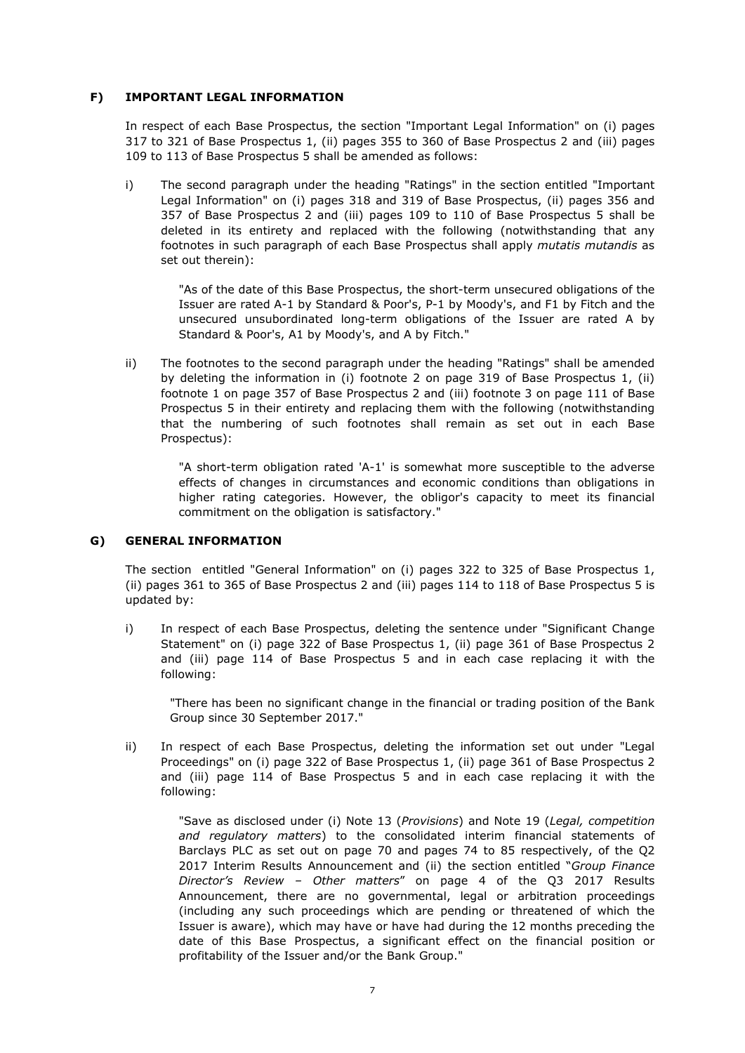## F) IMPORTANT LEGAL INFORMATION

In respect of each Base Prospectus, the section "Important Legal Information" on (i) pages 317 to 321 of Base Prospectus 1, (ii) pages 355 to 360 of Base Prospectus 2 and (iii) pages 109 to 113 of Base Prospectus 5 shall be amended as follows:

i) The second paragraph under the heading "Ratings" in the section entitled "Important Legal Information" on (i) pages 318 and 319 of Base Prospectus, (ii) pages 356 and 357 of Base Prospectus 2 and (iii) pages 109 to 110 of Base Prospectus 5 shall be deleted in its entirety and replaced with the following (notwithstanding that any footnotes in such paragraph of each Base Prospectus shall apply *mutatis mutandis* as set out therein):

> "As of the date of this Base Prospectus, the short-term unsecured obligations of the Issuer are rated A-1 by Standard & Poor's, P-1 by Moody's, and F1 by Fitch and the unsecured unsubordinated long-term obligations of the Issuer are rated A by Standard & Poor's, A1 by Moody's, and A by Fitch."

ii) The footnotes to the second paragraph under the heading "Ratings" shall be amended by deleting the information in (i) footnote 2 on page 319 of Base Prospectus 1, (ii) footnote 1 on page 357 of Base Prospectus 2 and (iii) footnote 3 on page 111 of Base Prospectus 5 in their entirety and replacing them with the following (notwithstanding that the numbering of such footnotes shall remain as set out in each Base Prospectus):

> "A short-term obligation rated 'A-1' is somewhat more susceptible to the adverse effects of changes in circumstances and economic conditions than obligations in higher rating categories. However, the obligor's capacity to meet its financial commitment on the obligation is satisfactory."

## G) GENERAL INFORMATION

The section entitled "General Information" on (i) pages 322 to 325 of Base Prospectus 1, (ii) pages 361 to 365 of Base Prospectus 2 and (iii) pages 114 to 118 of Base Prospectus 5 is updated by:

i) In respect of each Base Prospectus, deleting the sentence under "Significant Change Statement" on (i) page 322 of Base Prospectus 1, (ii) page 361 of Base Prospectus 2 and (iii) page 114 of Base Prospectus 5 and in each case replacing it with the following:

> "There has been no significant change in the financial or trading position of the Bank Group since 30 September 2017."

ii) In respect of each Base Prospectus, deleting the information set out under "Legal Proceedings" on (i) page 322 of Base Prospectus 1, (ii) page 361 of Base Prospectus 2 and (iii) page 114 of Base Prospectus 5 and in each case replacing it with the following:

> "Save as disclosed under (i) Note 13 (*Provisions*) and Note 19 (*Legal, competition and regulatory matters*) to the consolidated interim financial statements of Barclays PLC as set out on page 70 and pages 74 to 85 respectively, of the Q2 2017 Interim Results Announcement and (ii) the section entitled "*Group Finance Director's Review – Other matters*" on page 4 of the Q3 2017 Results Announcement, there are no governmental, legal or arbitration proceedings (including any such proceedings which are pending or threatened of which the Issuer is aware), which may have or have had during the 12 months preceding the date of this Base Prospectus, a significant effect on the financial position or profitability of the Issuer and/or the Bank Group."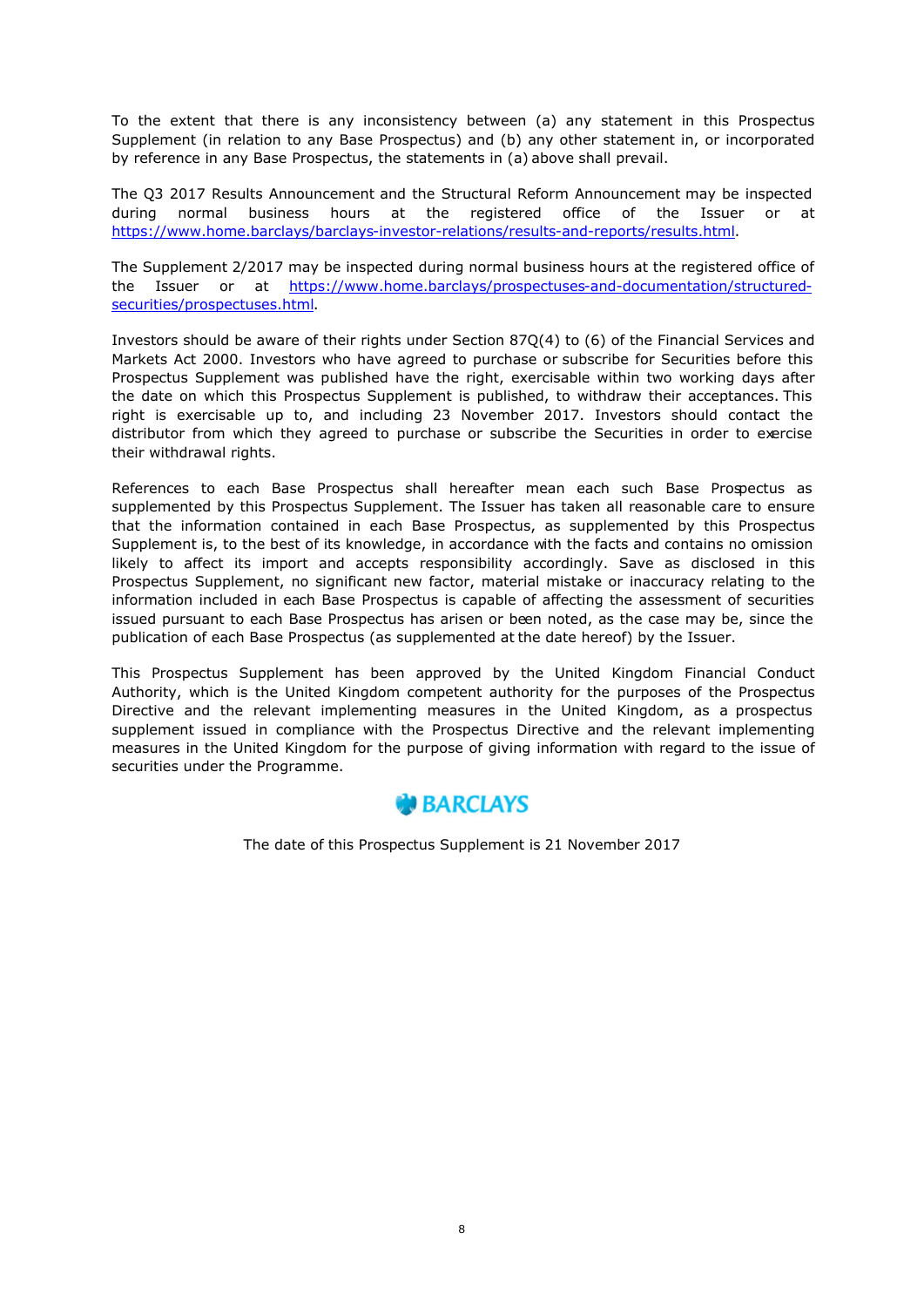To the extent that there is any inconsistency between (a) any statement in this Prospectus Supplement (in relation to any Base Prospectus) and (b) any other statement in, or incorporated by reference in any Base Prospectus, the statements in (a) above shall prevail.

The Q3 2017 Results Announcement and the Structural Reform Announcement may be inspected during normal business hours at the registered office of the Issuer or at https://www.home.barclays/barclays-investor-relations/results-and-reports/results.html.

The Supplement 2/2017 may be inspected during normal business hours at the registered office of the Issuer or at https://www.home.barclays/prospectuses-and-documentation/structured-securities/prospectuses.html.

Investors should be aware of their rights under Section 87Q(4) to (6) of the Financial Services and Markets Act 2000. Investors who have agreed to purchase or subscribe for Securities before this Prospectus Supplement was published have the right, exercisable within two working days after the date on which this Prospectus Supplement is published, to withdraw their acceptances. This right is exercisable up to, and including 23 November 2017. Investors should contact the distributor from which they agreed to purchase or subscribe the Securities in order to exercise their withdrawal rights.

References to each Base Prospectus shall hereafter mean each such Base Prospectus as supplemented by this Prospectus Supplement. The Issuer has taken all reasonable care to ensure that the information contained in each Base Prospectus, as supplemented by this Prospectus Supplement is, to the best of its knowledge, in accordance with the facts and contains no omission likely to affect its import and accepts responsibility accordingly. Save as disclosed in this Prospectus Supplement, no significant new factor, material mistake or inaccuracy relating to the information included in each Base Prospectus is capable of affecting the assessment of securities issued pursuant to each Base Prospectus has arisen or been noted, as the case may be, since the publication of each Base Prospectus (as supplemented at the date hereof) by the Issuer.

This Prospectus Supplement has been approved by the United Kingdom Financial Conduct Authority, which is the United Kingdom competent authority for the purposes of the Prospectus Directive and the relevant implementing measures in the United Kingdom, as a prospectus supplement issued in compliance with the Prospectus Directive and the relevant implementing measures in the United Kingdom for the purpose of giving information with regard to the issue of securities under the Programme.

BARCLAYS

The date of this Prospectus Supplement is 21 November 2017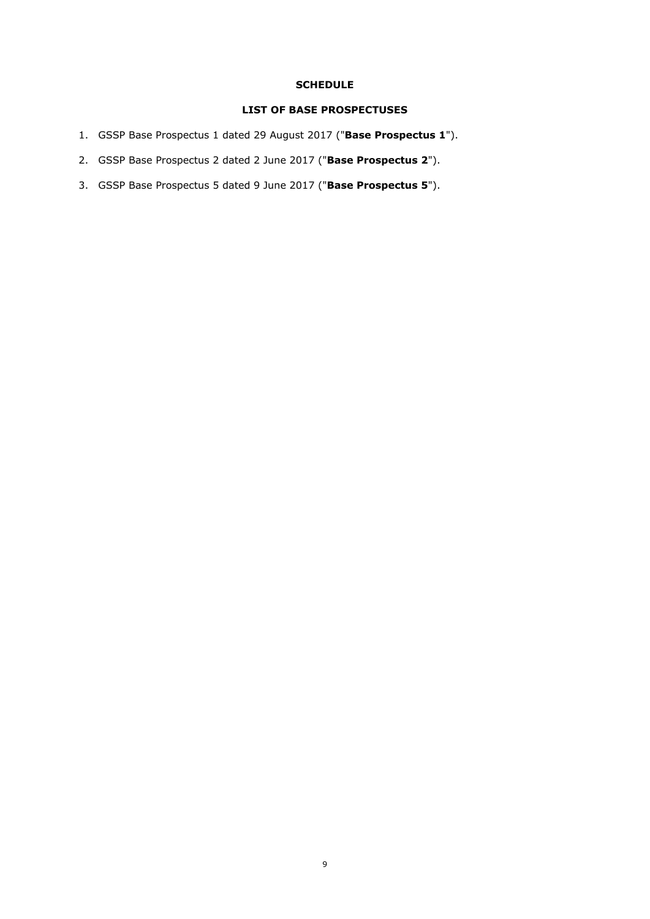# SCHEDULE

## LIST OF BASE PROSPECTUSES

1. GSSP Base Prospectus 1 dated 29 August 2017 ("**Base Prospectus 1**").
2. GSSP Base Prospectus 2 dated 2 June 2017 ("**Base Prospectus 2**").
3. GSSP Base Prospectus 5 dated 9 June 2017 ("**Base Prospectus 5**").